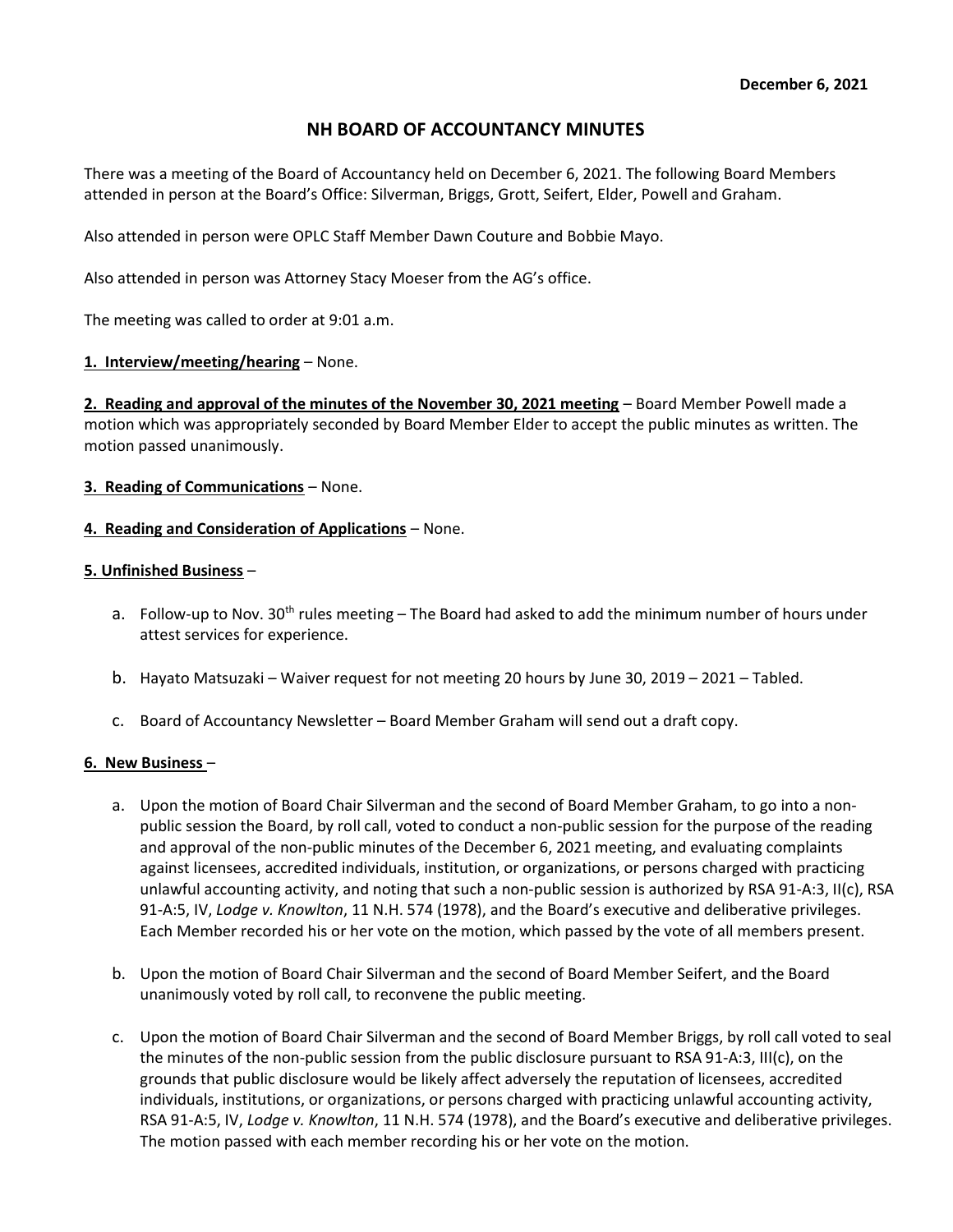**December 6, 2021**

# NH BOARD OF ACCOUNTANCY MINUTES

There was a meeting of the Board of Accountancy held on December 6, 2021. The following Board Members attended in person at the Board's Office: Silverman, Briggs, Grott, Seifert, Elder, Powell and Graham.

Also attended in person were OPLC Staff Member Dawn Couture and Bobbie Mayo.

Also attended in person was Attorney Stacy Moeser from the AG's office.

The meeting was called to order at 9:01 a.m.

**1. Interview/meeting/hearing** – None.

**2. Reading and approval of the minutes of the November 30, 2021 meeting** – Board Member Powell made a motion which was appropriately seconded by Board Member Elder to accept the public minutes as written. The motion passed unanimously.

**3. Reading of Communications** – None.

**4. Reading and Consideration of Applications** – None.

**5. Unfinished Business** –

a. Follow-up to Nov. 30th rules meeting – The Board had asked to add the minimum number of hours under attest services for experience.

b. Hayato Matsuzaki – Waiver request for not meeting 20 hours by June 30, 2019 – 2021 – Tabled.

c. Board of Accountancy Newsletter – Board Member Graham will send out a draft copy.

**6. New Business** –

a. Upon the motion of Board Chair Silverman and the second of Board Member Graham, to go into a non-public session the Board, by roll call, voted to conduct a non-public session for the purpose of the reading and approval of the non-public minutes of the December 6, 2021 meeting, and evaluating complaints against licensees, accredited individuals, institution, or organizations, or persons charged with practicing unlawful accounting activity, and noting that such a non-public session is authorized by RSA 91-A:3, II(c), RSA 91-A:5, IV, *Lodge v. Knowlton*, 11 N.H. 574 (1978), and the Board's executive and deliberative privileges. Each Member recorded his or her vote on the motion, which passed by the vote of all members present.

b. Upon the motion of Board Chair Silverman and the second of Board Member Seifert, and the Board unanimously voted by roll call, to reconvene the public meeting.

c. Upon the motion of Board Chair Silverman and the second of Board Member Briggs, by roll call voted to seal the minutes of the non-public session from the public disclosure pursuant to RSA 91-A:3, III(c), on the grounds that public disclosure would be likely affect adversely the reputation of licensees, accredited individuals, institutions, or organizations, or persons charged with practicing unlawful accounting activity, RSA 91-A:5, IV, *Lodge v. Knowlton*, 11 N.H. 574 (1978), and the Board's executive and deliberative privileges. The motion passed with each member recording his or her vote on the motion.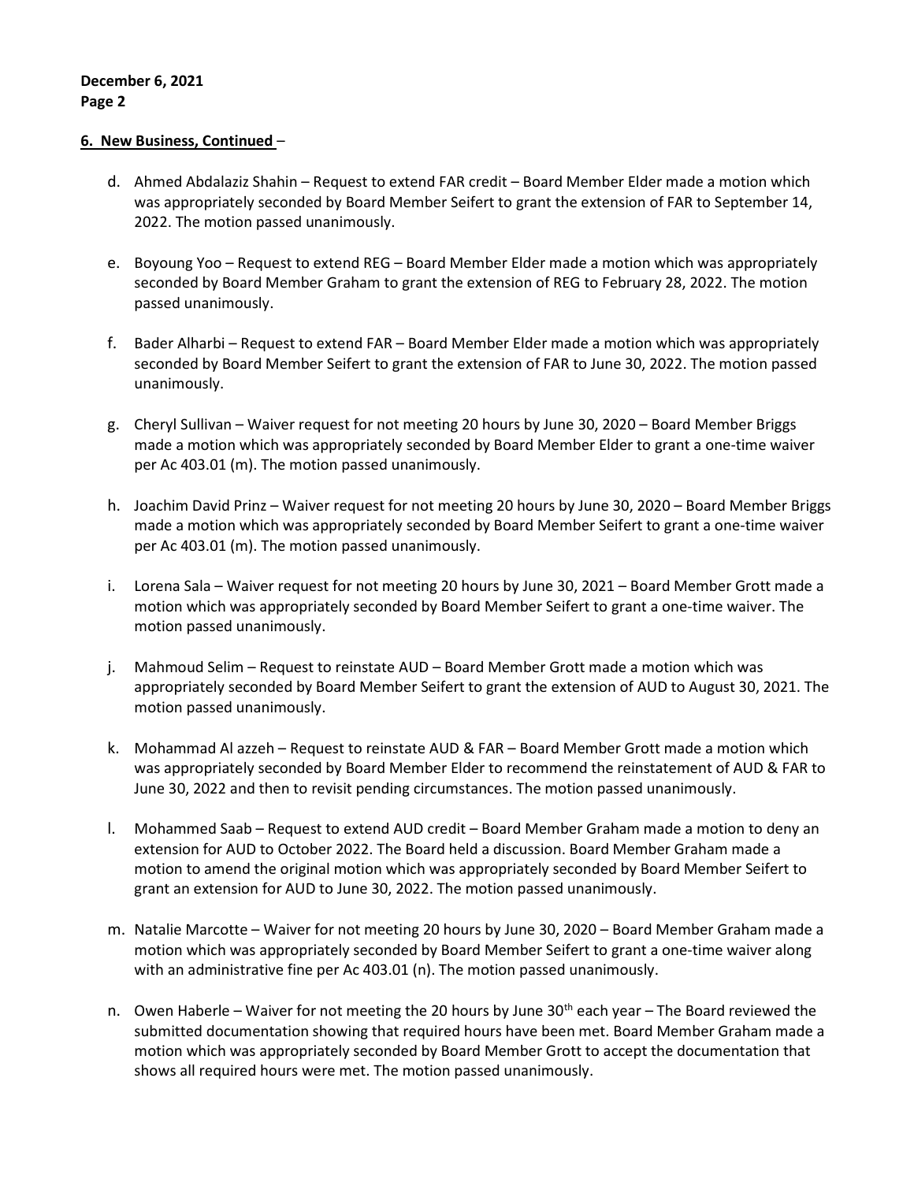## 6. New Business, Continued –

d. Ahmed Abdalaziz Shahin – Request to extend FAR credit – Board Member Elder made a motion which was appropriately seconded by Board Member Seifert to grant the extension of FAR to September 14, 2022. The motion passed unanimously.

e. Boyoung Yoo – Request to extend REG – Board Member Elder made a motion which was appropriately seconded by Board Member Graham to grant the extension of REG to February 28, 2022. The motion passed unanimously.

f. Bader Alharbi – Request to extend FAR – Board Member Elder made a motion which was appropriately seconded by Board Member Seifert to grant the extension of FAR to June 30, 2022. The motion passed unanimously.

g. Cheryl Sullivan – Waiver request for not meeting 20 hours by June 30, 2020 – Board Member Briggs made a motion which was appropriately seconded by Board Member Elder to grant a one-time waiver per Ac 403.01 (m). The motion passed unanimously.

h. Joachim David Prinz – Waiver request for not meeting 20 hours by June 30, 2020 – Board Member Briggs made a motion which was appropriately seconded by Board Member Seifert to grant a one-time waiver per Ac 403.01 (m). The motion passed unanimously.

i. Lorena Sala – Waiver request for not meeting 20 hours by June 30, 2021 – Board Member Grott made a motion which was appropriately seconded by Board Member Seifert to grant a one-time waiver. The motion passed unanimously.

j. Mahmoud Selim – Request to reinstate AUD – Board Member Grott made a motion which was appropriately seconded by Board Member Seifert to grant the extension of AUD to August 30, 2021. The motion passed unanimously.

k. Mohammad Al azzeh – Request to reinstate AUD & FAR – Board Member Grott made a motion which was appropriately seconded by Board Member Elder to recommend the reinstatement of AUD & FAR to June 30, 2022 and then to revisit pending circumstances. The motion passed unanimously.

l. Mohammed Saab – Request to extend AUD credit – Board Member Graham made a motion to deny an extension for AUD to October 2022. The Board held a discussion. Board Member Graham made a motion to amend the original motion which was appropriately seconded by Board Member Seifert to grant an extension for AUD to June 30, 2022. The motion passed unanimously.

m. Natalie Marcotte – Waiver for not meeting 20 hours by June 30, 2020 – Board Member Graham made a motion which was appropriately seconded by Board Member Seifert to grant a one-time waiver along with an administrative fine per Ac 403.01 (n). The motion passed unanimously.

n. Owen Haberle – Waiver for not meeting the 20 hours by June 30th each year – The Board reviewed the submitted documentation showing that required hours have been met. Board Member Graham made a motion which was appropriately seconded by Board Member Grott to accept the documentation that shows all required hours were met. The motion passed unanimously.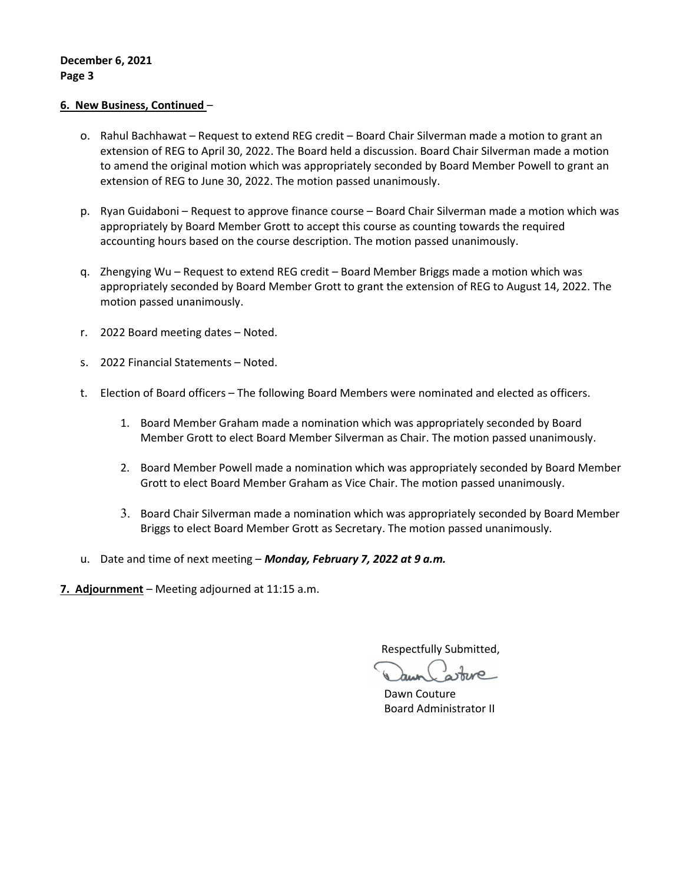**6. New Business, Continued** –

o. Rahul Bachhawat – Request to extend REG credit – Board Chair Silverman made a motion to grant an extension of REG to April 30, 2022. The Board held a discussion. Board Chair Silverman made a motion to amend the original motion which was appropriately seconded by Board Member Powell to grant an extension of REG to June 30, 2022. The motion passed unanimously.

p. Ryan Guidaboni – Request to approve finance course – Board Chair Silverman made a motion which was appropriately by Board Member Grott to accept this course as counting towards the required accounting hours based on the course description. The motion passed unanimously.

q. Zhengying Wu – Request to extend REG credit – Board Member Briggs made a motion which was appropriately seconded by Board Member Grott to grant the extension of REG to August 14, 2022. The motion passed unanimously.

r. 2022 Board meeting dates – Noted.

s. 2022 Financial Statements – Noted.

t. Election of Board officers – The following Board Members were nominated and elected as officers.

   1. Board Member Graham made a nomination which was appropriately seconded by Board Member Grott to elect Board Member Silverman as Chair. The motion passed unanimously.

   2. Board Member Powell made a nomination which was appropriately seconded by Board Member Grott to elect Board Member Graham as Vice Chair. The motion passed unanimously.

   3. Board Chair Silverman made a nomination which was appropriately seconded by Board Member Briggs to elect Board Member Grott as Secretary. The motion passed unanimously.

u. Date and time of next meeting – ***Monday, February 7, 2022 at 9 a.m.***

**7. Adjournment** – Meeting adjourned at 11:15 a.m.

Respectfully Submitted,

Dawn Couture

Dawn Couture
Board Administrator II